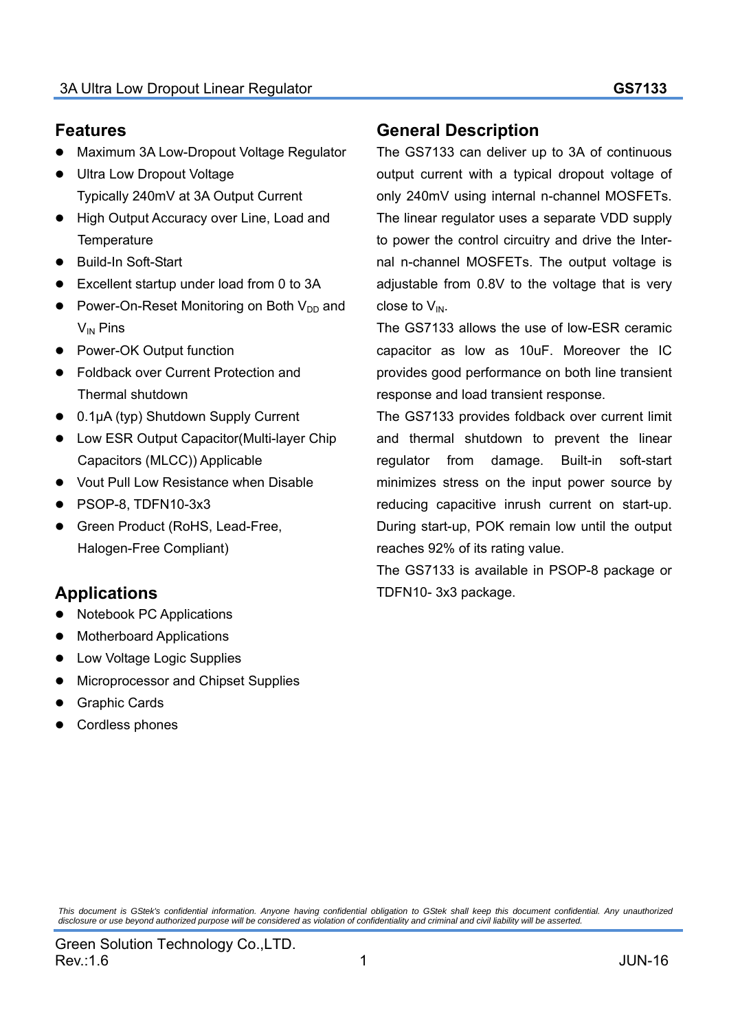## Features

- Maximum 3A Low-Dropout Voltage Regulator
- Ultra Low Dropout Voltage
  Typically 240mV at 3A Output Current
- High Output Accuracy over Line, Load and Temperature
- Build-In Soft-Start
- Excellent startup under load from 0 to 3A
- Power-On-Reset Monitoring on Both $V_{DD}$ and $V_{IN}$ Pins
- Power-OK Output function
- Foldback over Current Protection and Thermal shutdown
- 0.1μA (typ) Shutdown Supply Current
- Low ESR Output Capacitor(Multi-layer Chip Capacitors (MLCC)) Applicable
- Vout Pull Low Resistance when Disable
- PSOP-8, TDFN10-3x3
- Green Product (RoHS, Lead-Free, Halogen-Free Compliant)

## Applications

- Notebook PC Applications
- Motherboard Applications
- Low Voltage Logic Supplies
- Microprocessor and Chipset Supplies
- Graphic Cards
- Cordless phones

## General Description

The GS7133 can deliver up to 3A of continuous output current with a typical dropout voltage of only 240mV using internal n-channel MOSFETs. The linear regulator uses a separate VDD supply to power the control circuitry and drive the Internal n-channel MOSFETs. The output voltage is adjustable from 0.8V to the voltage that is very close to $V_{IN}$.

The GS7133 allows the use of low-ESR ceramic capacitor as low as 10uF. Moreover the IC provides good performance on both line transient response and load transient response.

The GS7133 provides foldback over current limit and thermal shutdown to prevent the linear regulator from damage. Built-in soft-start minimizes stress on the input power source by reducing capacitive inrush current on start-up. During start-up, POK remain low until the output reaches 92% of its rating value.

The GS7133 is available in PSOP-8 package or TDFN10- 3x3 package.

*This document is GStek's confidential information. Anyone having confidential obligation to GStek shall keep this document confidential. Any unauthorized disclosure or use beyond authorized purpose will be considered as violation of confidentiality and criminal and civil liability will be asserted.*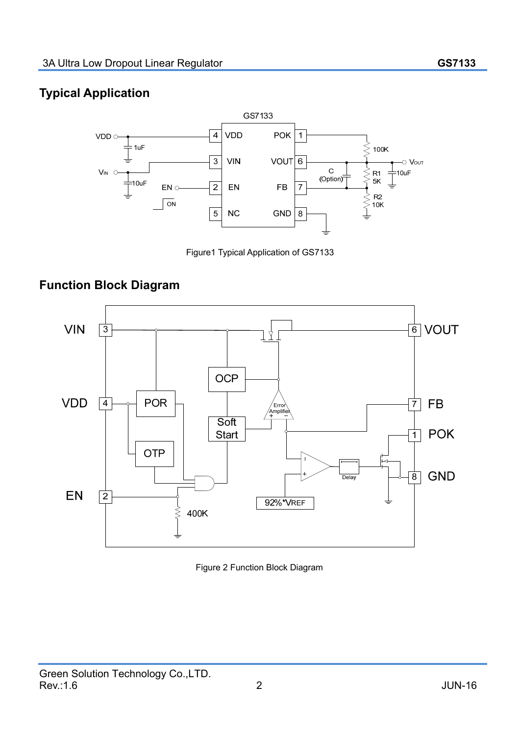## Typical Application

Figure1 Typical Application of GS7133

## Function Block Diagram

Figure 2 Function Block Diagram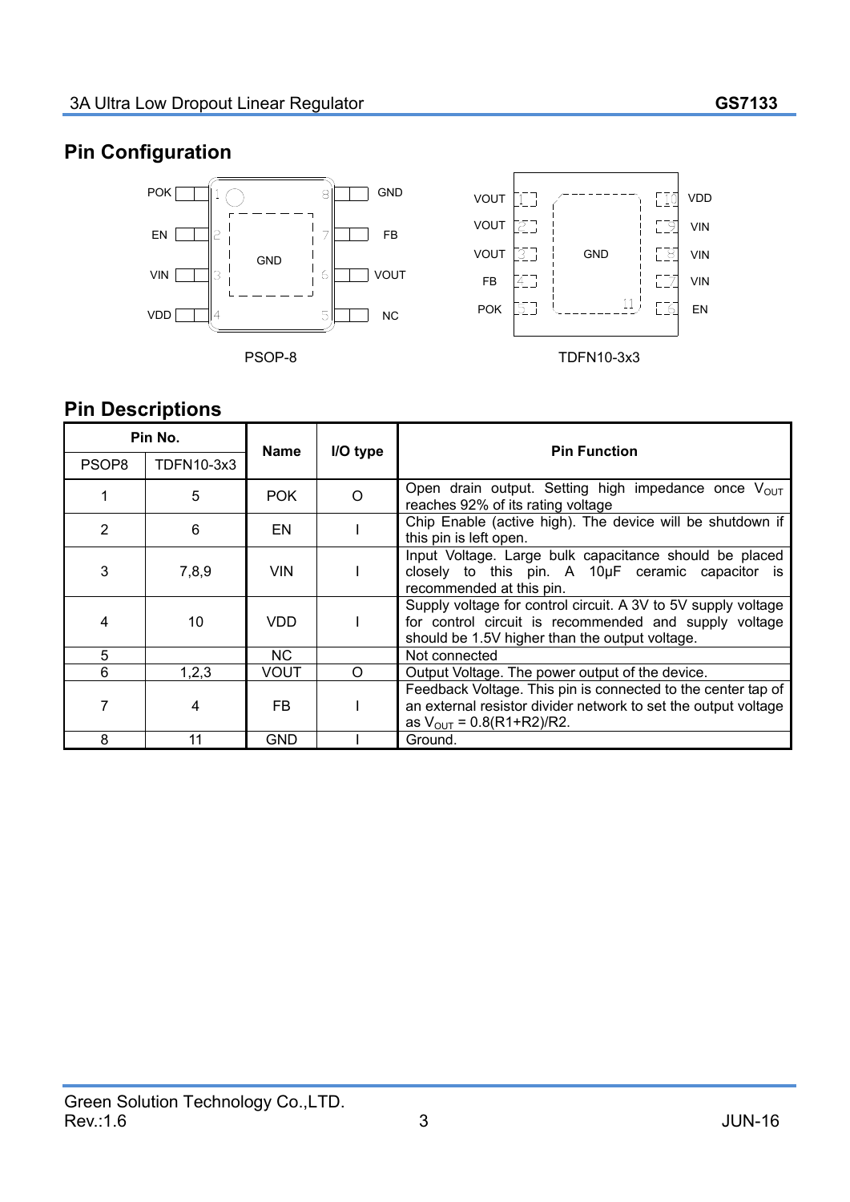## Pin Configuration

PSOP-8

TDFN10-3x3

## Pin Descriptions

| Pin No. | | Name | I/O type | Pin Function |
|---|---|---|---|---|
| PSOP8 | TDFN10-3x3 | | | |
| 1 | 5 | POK | O | Open drain output. Setting high impedance once $V_{OUT}$ reaches 92% of its rating voltage |
| 2 | 6 | EN | I | Chip Enable (active high). The device will be shutdown if this pin is left open. |
| 3 | 7,8,9 | VIN | I | Input Voltage. Large bulk capacitance should be placed closely to this pin. A 10µF ceramic capacitor is recommended at this pin. |
| 4 | 10 | VDD | I | Supply voltage for control circuit. A 3V to 5V supply voltage for control circuit is recommended and supply voltage should be 1.5V higher than the output voltage. |
| 5 | | NC | | Not connected |
| 6 | 1,2,3 | VOUT | O | Output Voltage. The power output of the device. |
| 7 | 4 | FB | I | Feedback Voltage. This pin is connected to the center tap of an external resistor divider network to set the output voltage as $V_{OUT}$ = 0.8(R1+R2)/R2. |
| 8 | 11 | GND | I | Ground. |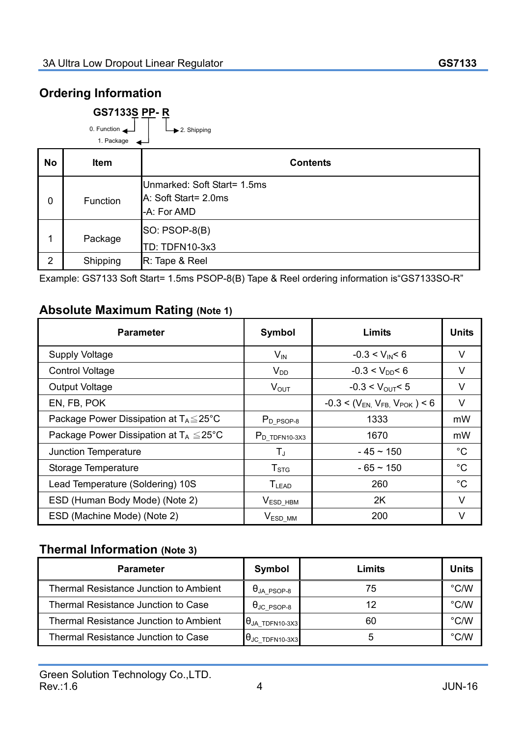## Ordering Information

**GS7133S PP- R**

0. Function
1. Package
2. Shipping

| No | Item | Contents |
|---|---|---|
| 0 | Function | Unmarked: Soft Start= 1.5ms<br>A: Soft Start= 2.0ms<br>-A: For AMD |
| 1 | Package | SO: PSOP-8(B)<br>TD: TDFN10-3x3 |
| 2 | Shipping | R: Tape & Reel |

Example: GS7133 Soft Start= 1.5ms PSOP-8(B) Tape & Reel ordering information is“GS7133SO-R”

## Absolute Maximum Rating (Note 1)

| Parameter | Symbol | Limits | Units |
|---|---|---|---|
| Supply Voltage | $V_{IN}$ | $-0.3 < V_{IN} < 6$ | V |
| Control Voltage | $V_{DD}$ | $-0.3 < V_{DD} < 6$ | V |
| Output Voltage | $V_{OUT}$ | $-0.3 < V_{OUT} < 5$ | V |
| EN, FB, POK | | $-0.3 < (V_{EN}, V_{FB}, V_{POK}) < 6$ | V |
| Package Power Dissipation at $T_A \leq 25°C$ | $P_{D\_PSOP-8}$ | 1333 | mW |
| Package Power Dissipation at $T_A \leq 25°C$ | $P_{D\_TDFN10-3X3}$ | 1670 | mW |
| Junction Temperature | $T_J$ | - 45 ~ 150 | °C |
| Storage Temperature | $T_{STG}$ | - 65 ~ 150 | °C |
| Lead Temperature (Soldering) 10S | $T_{LEAD}$ | 260 | °C |
| ESD (Human Body Mode) (Note 2) | $V_{ESD\_HBM}$ | 2K | V |
| ESD (Machine Mode) (Note 2) | $V_{ESD\_MM}$ | 200 | V |

## Thermal Information (Note 3)

| Parameter | Symbol | Limits | Units |
|---|---|---|---|
| Thermal Resistance Junction to Ambient | $\theta_{JA\_PSOP-8}$ | 75 | °C/W |
| Thermal Resistance Junction to Case | $\theta_{JC\_PSOP-8}$ | 12 | °C/W |
| Thermal Resistance Junction to Ambient | $\theta_{JA\_TDFN10-3X3}$ | 60 | °C/W |
| Thermal Resistance Junction to Case | $\theta_{JC\_TDFN10-3X3}$ | 5 | °C/W |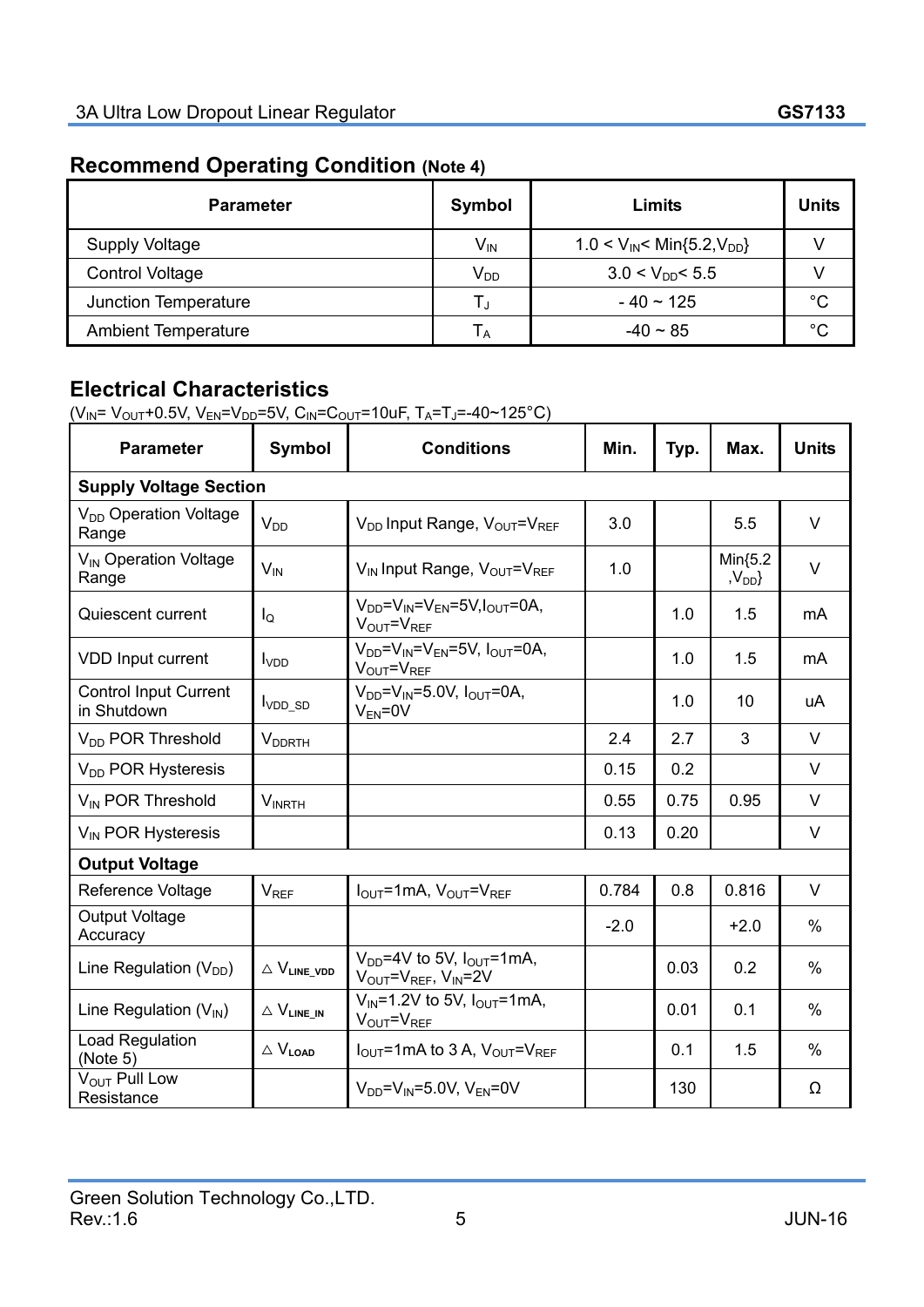## Recommend Operating Condition (Note 4)

| Parameter | Symbol | Limits | Units |
|---|---|---|---|
| Supply Voltage | $V_{IN}$ | 1.0 < $V_{IN}$< Min{5.2,$V_{DD}$} | V |
| Control Voltage | $V_{DD}$ | 3.0 < $V_{DD}$< 5.5 | V |
| Junction Temperature | $T_J$ | - 40 ~ 125 | °C |
| Ambient Temperature | $T_A$ | -40 ~ 85 | °C |

## Electrical Characteristics

($V_{IN}$= $V_{OUT}$+0.5V, $V_{EN}$=$V_{DD}$=5V, $C_{IN}$=$C_{OUT}$=10uF, $T_A$=$T_J$=-40~125°C)

| Parameter | Symbol | Conditions | Min. | Typ. | Max. | Units |
|---|---|---|---|---|---|---|
| **Supply Voltage Section** | | | | | | |
| $V_{DD}$ Operation Voltage Range | $V_{DD}$ | $V_{DD}$ Input Range, $V_{OUT}$=$V_{REF}$ | 3.0 | | 5.5 | V |
| $V_{IN}$ Operation Voltage Range | $V_{IN}$ | $V_{IN}$ Input Range, $V_{OUT}$=$V_{REF}$ | 1.0 | | Min{5.2 ,$V_{DD}$} | V |
| Quiescent current | $I_Q$ | $V_{DD}$=$V_{IN}$=$V_{EN}$=5V,$I_{OUT}$=0A, $V_{OUT}$=$V_{REF}$ | | 1.0 | 1.5 | mA |
| VDD Input current | $I_{VDD}$ | $V_{DD}$=$V_{IN}$=$V_{EN}$=5V, $I_{OUT}$=0A, $V_{OUT}$=$V_{REF}$ | | 1.0 | 1.5 | mA |
| Control Input Current in Shutdown | $I_{VDD\_SD}$ | $V_{DD}$=$V_{IN}$=5.0V, $I_{OUT}$=0A, $V_{EN}$=0V | | 1.0 | 10 | uA |
| $V_{DD}$ POR Threshold | $V_{DDRTH}$ | | 2.4 | 2.7 | 3 | V |
| $V_{DD}$ POR Hysteresis | | | 0.15 | 0.2 | | V |
| $V_{IN}$ POR Threshold | $V_{INRTH}$ | | 0.55 | 0.75 | 0.95 | V |
| $V_{IN}$ POR Hysteresis | | | 0.13 | 0.20 | | V |
| **Output Voltage** | | | | | | |
| Reference Voltage | $V_{REF}$ | $I_{OUT}$=1mA, $V_{OUT}$=$V_{REF}$ | 0.784 | 0.8 | 0.816 | V |
| Output Voltage Accuracy | | | -2.0 | | +2.0 | % |
| Line Regulation ($V_{DD}$) | $\triangle V_{LINE\_VDD}$ | $V_{DD}$=4V to 5V, $I_{OUT}$=1mA, $V_{OUT}$=$V_{REF}$, $V_{IN}$=2V | | 0.03 | 0.2 | % |
| Line Regulation ($V_{IN}$) | $\triangle V_{LINE\_IN}$ | $V_{IN}$=1.2V to 5V, $I_{OUT}$=1mA, $V_{OUT}$=$V_{REF}$ | | 0.01 | 0.1 | % |
| Load Regulation (Note 5) | $\triangle V_{LOAD}$ | $I_{OUT}$=1mA to 3 A, $V_{OUT}$=$V_{REF}$ | | 0.1 | 1.5 | % |
| $V_{OUT}$ Pull Low Resistance | | $V_{DD}$=$V_{IN}$=5.0V, $V_{EN}$=0V | | 130 | | Ω |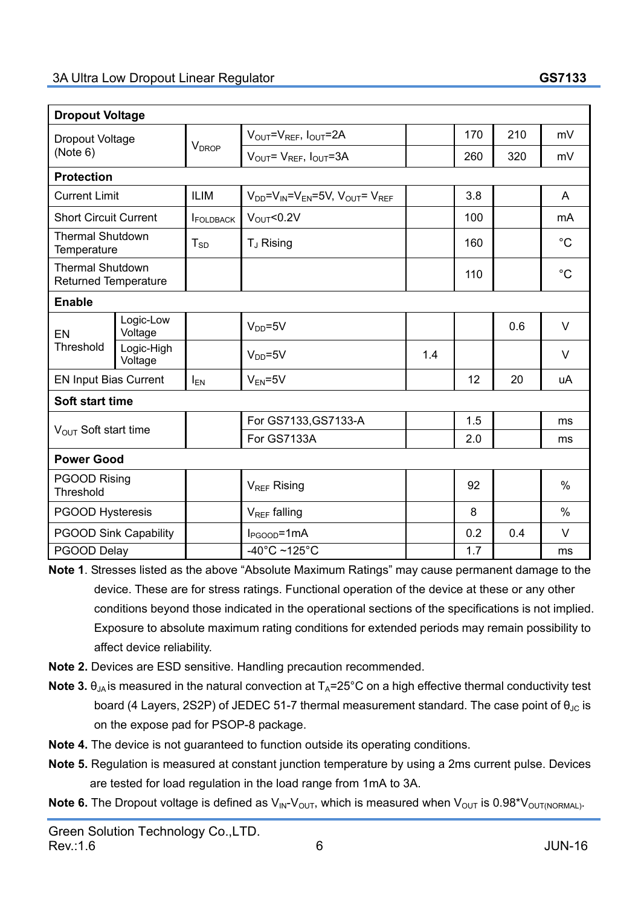| Parameter | | Symbol | Conditions | Min | Typ | Max | Unit |
|---|---|---|---|---|---|---|---|
| **Dropout Voltage** | | | | | | | |
| Dropout Voltage (Note 6) | | $V_{DROP}$ | $V_{OUT}=V_{REF}$, $I_{OUT}=2A$ | | 170 | 210 | mV |
| | | | $V_{OUT}=V_{REF}$, $I_{OUT}=3A$ | | 260 | 320 | mV |
| **Protection** | | | | | | | |
| Current Limit | | ILIM | $V_{DD}=V_{IN}=V_{EN}=5V$, $V_{OUT}=V_{REF}$ | | 3.8 | | A |
| Short Circuit Current | | $I_{FOLDBACK}$ | $V_{OUT}<0.2V$ | | 100 | | mA |
| Thermal Shutdown Temperature | | $T_{SD}$ | $T_J$ Rising | | 160 | | °C |
| Thermal Shutdown Returned Temperature | | | | | 110 | | °C |
| **Enable** | | | | | | | |
| EN Threshold | Logic-Low Voltage | | $V_{DD}=5V$ | | | 0.6 | V |
| | Logic-High Voltage | | $V_{DD}=5V$ | 1.4 | | | V |
| EN Input Bias Current | | $I_{EN}$ | $V_{EN}=5V$ | | 12 | 20 | uA |
| **Soft start time** | | | | | | | |
| $V_{OUT}$ Soft start time | | | For GS7133,GS7133-A | | 1.5 | | ms |
| | | | For GS7133A | | 2.0 | | ms |
| **Power Good** | | | | | | | |
| PGOOD Rising Threshold | | | $V_{REF}$ Rising | | 92 | | % |
| PGOOD Hysteresis | | | $V_{REF}$ falling | | 8 | | % |
| PGOOD Sink Capability | | | $I_{PGOOD}=1mA$ | | 0.2 | 0.4 | V |
| PGOOD Delay | | | -40°C ~125°C | | 1.7 | | ms |

**Note 1**. Stresses listed as the above "Absolute Maximum Ratings" may cause permanent damage to the device. These are for stress ratings. Functional operation of the device at these or any other conditions beyond those indicated in the operational sections of the specifications is not implied. Exposure to absolute maximum rating conditions for extended periods may remain possibility to affect device reliability.

**Note 2.** Devices are ESD sensitive. Handling precaution recommended.

**Note 3.** $\theta_{JA}$ is measured in the natural convection at $T_A$=25°C on a high effective thermal conductivity test board (4 Layers, 2S2P) of JEDEC 51-7 thermal measurement standard. The case point of $\theta_{JC}$ is on the expose pad for PSOP-8 package.

**Note 4.** The device is not guaranteed to function outside its operating conditions.

**Note 5.** Regulation is measured at constant junction temperature by using a 2ms current pulse. Devices are tested for load regulation in the load range from 1mA to 3A.

**Note 6.** The Dropout voltage is defined as $V_{IN}$-$V_{OUT}$, which is measured when $V_{OUT}$ is 0.98*$V_{OUT(NORMAL)}$.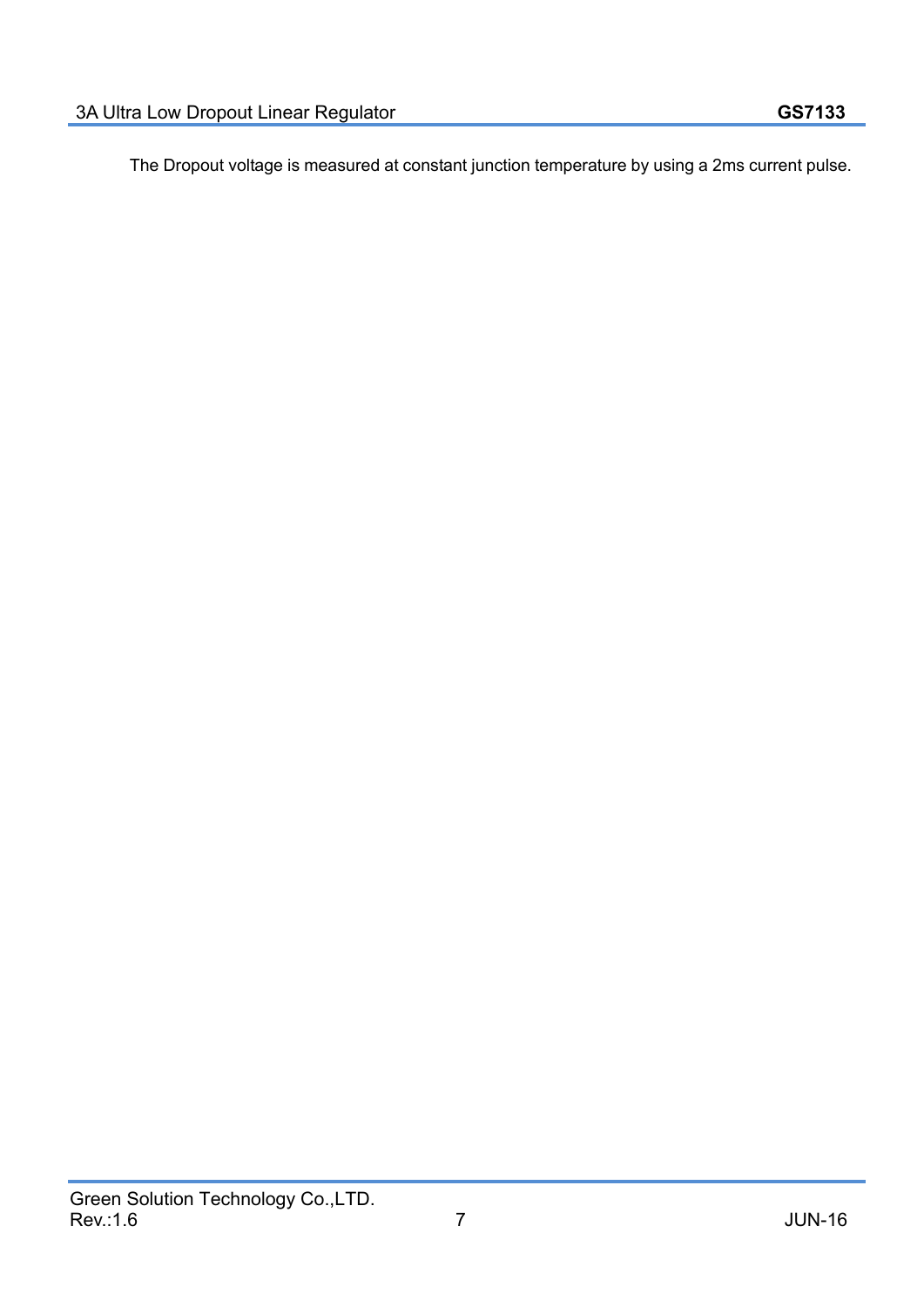The Dropout voltage is measured at constant junction temperature by using a 2ms current pulse.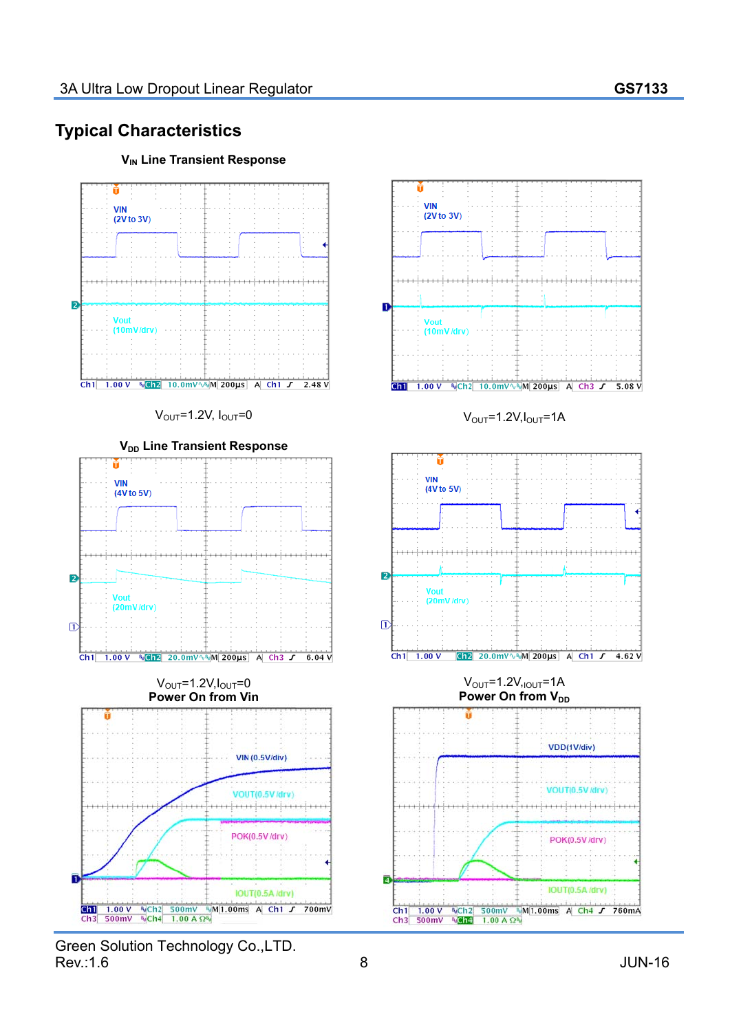## Typical Characteristics

### $V_{IN}$ Line Transient Response

VIN (2V to 3V)

Vout (10mV/drv)

Ch1 1.00 V Ch2 10.0mV M 200µs A Ch1 2.48 V

$V_{OUT}$=1.2V, $I_{OUT}$=0

VIN (2V to 3V)

Vout (10mV/drv)

Ch1 1.00 V Ch2 10.0mV M 200µs A Ch3 5.08 V

$V_{OUT}$=1.2V,$I_{OUT}$=1A

### $V_{DD}$ Line Transient Response

VIN (4V to 5V)

Vout (20mV/drv)

Ch1 1.00 V Ch2 20.0mV M 200µs A Ch3 6.04 V

$V_{OUT}$=1.2V,$I_{OUT}$=0

VIN (4V to 5V)

Vout (20mV/drv)

Ch1 1.00 V Ch2 20.0mV M 200µs A Ch1 4.62 V

$V_{OUT}$=1.2V,$I_{OUT}$=1A

### Power On from Vin

VIN (0.5V/div)

VOUT(0.5V/drv)

POK(0.5V/drv)

IOUT(0.5A/drv)

Ch1 1.00 V Ch2 500mV M 1.00ms A Ch1 700mV
Ch3 500mV Ch4 1.00 A Ω

### Power On from $V_{DD}$

VDD(1V/div)

VOUT(0.5V/drv)

POK(0.5V/drv)

IOUT(0.5A/drv)

Ch1 1.00 V Ch2 500mV M 1.00ms A Ch4 760mA
Ch3 500mV Ch4 1.00 A Ω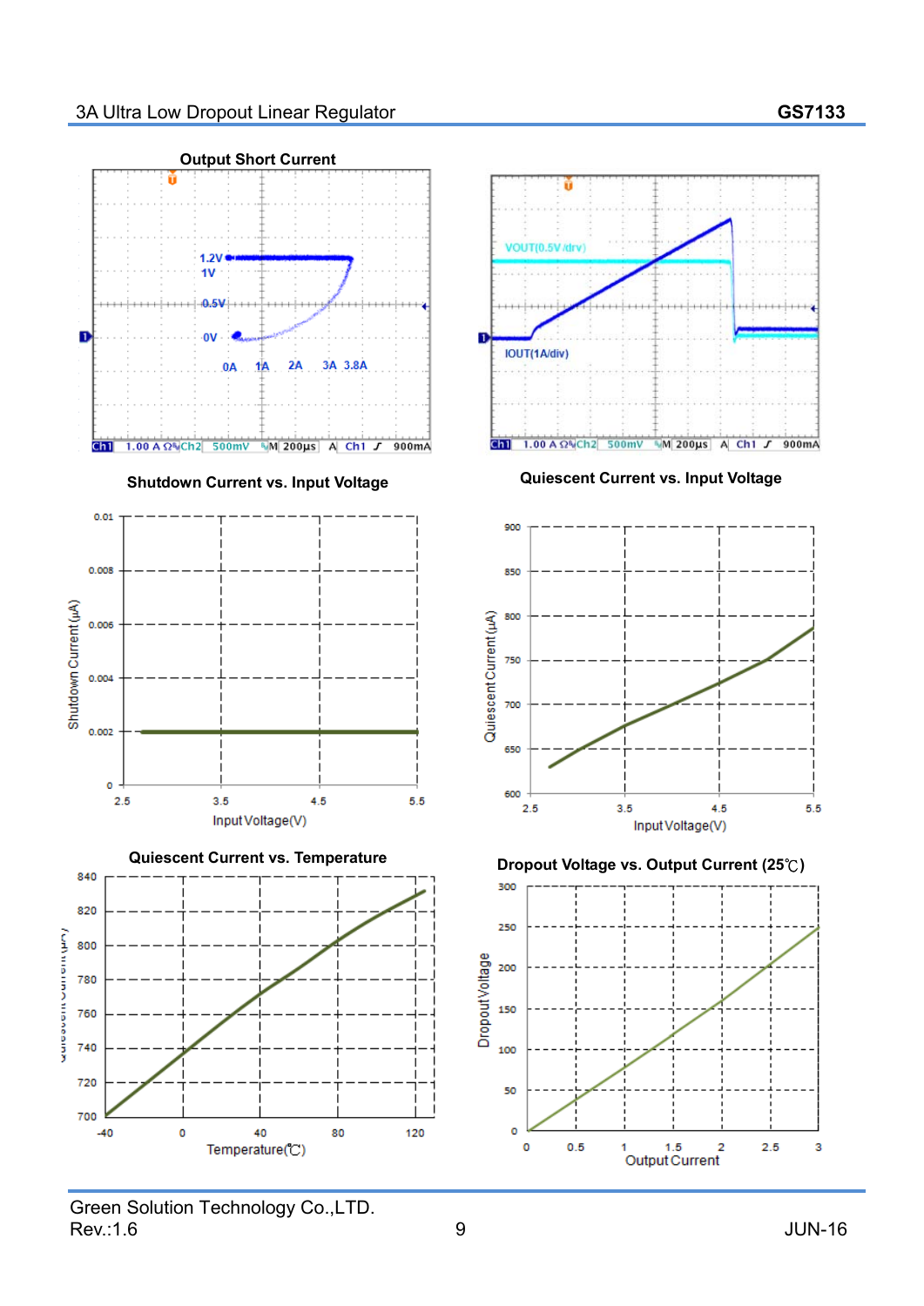**Output Short Current**

1.2V
1V
0.5V
0V
0A 1A 2A 3A 3.8A

Ch1 1.00 A Ω Ch2 500mV M 200μs A Ch1 900mA

VOUT(0.5V/div)
IOUT(1A/div)

Ch1 1.00 A Ω Ch2 500mV M 200μs A Ch1 900mA

**Shutdown Current vs. Input Voltage**

Shutdown Current (μA)
Input Voltage(V)

**Quiescent Current vs. Input Voltage**

Quiescent Current (μA)
Input Voltage(V)

**Quiescent Current vs. Temperature**

Quiescent Current (μA)
Temperature(℃)

**Dropout Voltage vs. Output Current (25℃)**

Dropout Voltage
Output Current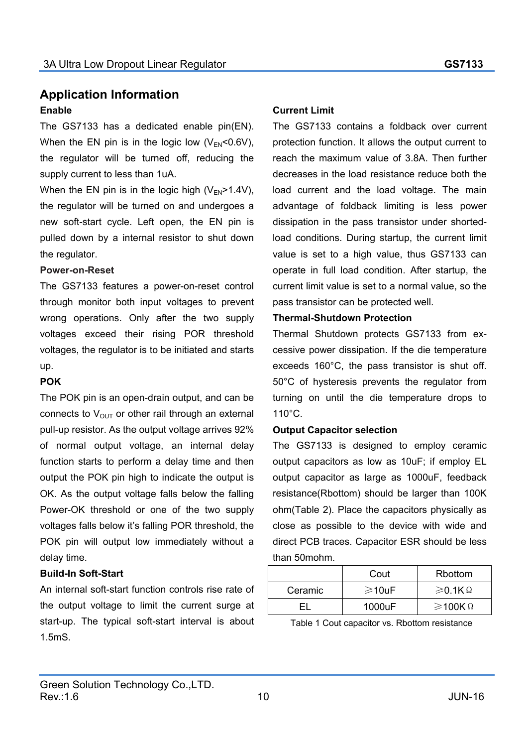## Application Information

### Enable

The GS7133 has a dedicated enable pin(EN). When the EN pin is in the logic low ($V_{EN}$<0.6V), the regulator will be turned off, reducing the supply current to less than 1uA.

When the EN pin is in the logic high ($V_{EN}$>1.4V), the regulator will be turned on and undergoes a new soft-start cycle. Left open, the EN pin is pulled down by a internal resistor to shut down the regulator.

### Power-on-Reset

The GS7133 features a power-on-reset control through monitor both input voltages to prevent wrong operations. Only after the two supply voltages exceed their rising POR threshold voltages, the regulator is to be initiated and starts up.

### POK

The POK pin is an open-drain output, and can be connects to $V_{OUT}$ or other rail through an external pull-up resistor. As the output voltage arrives 92% of normal output voltage, an internal delay function starts to perform a delay time and then output the POK pin high to indicate the output is OK. As the output voltage falls below the falling Power-OK threshold or one of the two supply voltages falls below it's falling POR threshold, the POK pin will output low immediately without a delay time.

### Build-In Soft-Start

An internal soft-start function controls rise rate of the output voltage to limit the current surge at start-up. The typical soft-start interval is about 1.5mS.

### Current Limit

The GS7133 contains a foldback over current protection function. It allows the output current to reach the maximum value of 3.8A. Then further decreases in the load resistance reduce both the load current and the load voltage. The main advantage of foldback limiting is less power dissipation in the pass transistor under shorted-load conditions. During startup, the current limit value is set to a high value, thus GS7133 can operate in full load condition. After startup, the current limit value is set to a normal value, so the pass transistor can be protected well.

### Thermal-Shutdown Protection

Thermal Shutdown protects GS7133 from ex-cessive power dissipation. If the die temperature exceeds 160°C, the pass transistor is shut off. 50°C of hysteresis prevents the regulator from turning on until the die temperature drops to 110°C.

### Output Capacitor selection

The GS7133 is designed to employ ceramic output capacitors as low as 10uF; if employ EL output capacitor as large as 1000uF, feedback resistance(Rbottom) should be larger than 100K ohm(Table 2). Place the capacitors physically as close as possible to the device with wide and direct PCB traces. Capacitor ESR should be less than 50mohm.

| | Cout | Rbottom |
|---|---|---|
| Ceramic | ⩾10uF | ⩾0.1KΩ |
| EL | 1000uF | ⩾100KΩ |

Table 1 Cout capacitor vs. Rbottom resistance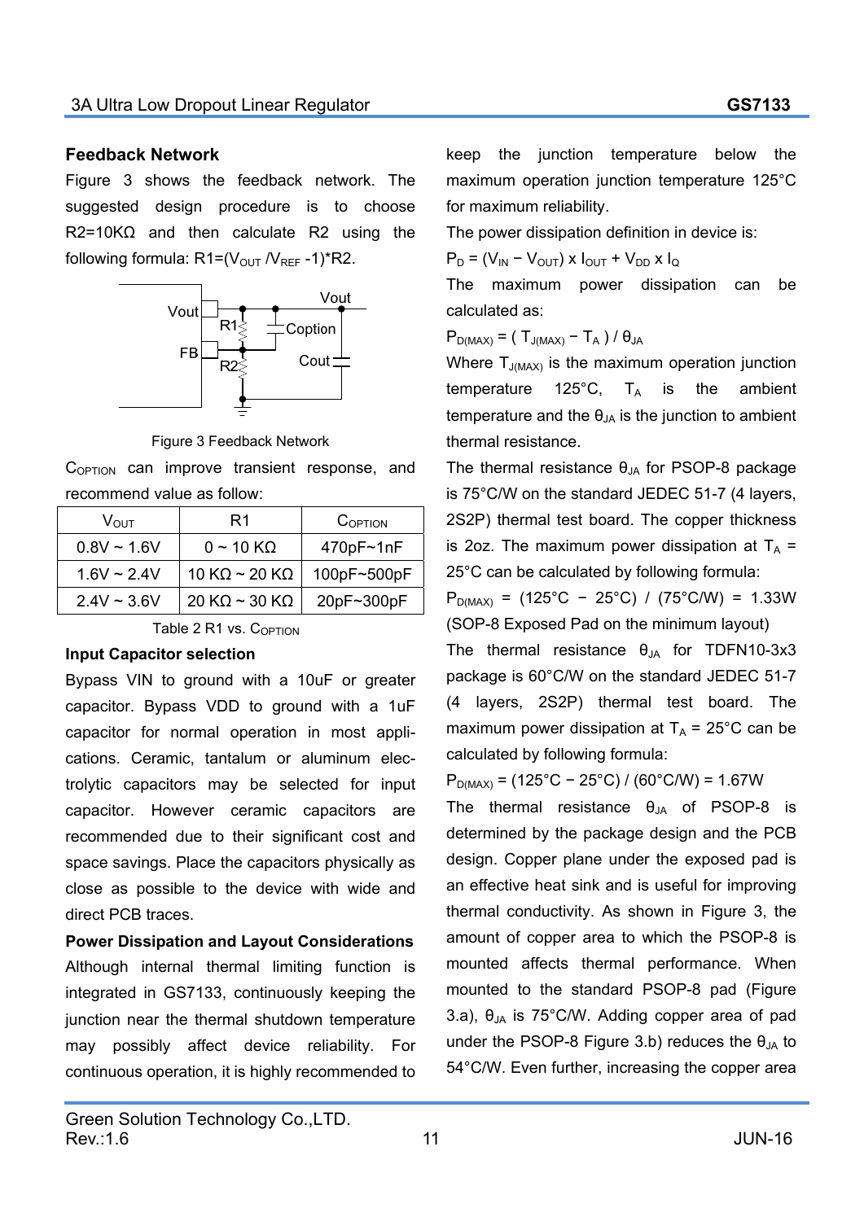## Feedback Network

Figure 3 shows the feedback network. The suggested design procedure is to choose R2=10KΩ and then calculate R2 using the following formula: $R1=(V_{OUT}/V_{REF}-1)*R2$.

Figure 3 Feedback Network

$C_{OPTION}$ can improve transient response, and recommend value as follow:

| $V_{OUT}$ | R1 | $C_{OPTION}$ |
|---|---|---|
| 0.8V ~ 1.6V | 0 ~ 10 KΩ | 470pF~1nF |
| 1.6V ~ 2.4V | 10 KΩ ~ 20 KΩ | 100pF~500pF |
| 2.4V ~ 3.6V | 20 KΩ ~ 30 KΩ | 20pF~300pF |

Table 2 R1 vs. $C_{OPTION}$

### Input Capacitor selection

Bypass VIN to ground with a 10uF or greater capacitor. Bypass VDD to ground with a 1uF capacitor for normal operation in most applications. Ceramic, tantalum or aluminum electrolytic capacitors may be selected for input capacitor. However ceramic capacitors are recommended due to their significant cost and space savings. Place the capacitors physically as close as possible to the device with wide and direct PCB traces.

### Power Dissipation and Layout Considerations

Although internal thermal limiting function is integrated in GS7133, continuously keeping the junction near the thermal shutdown temperature may possibly affect device reliability. For continuous operation, it is highly recommended to keep the junction temperature below the maximum operation junction temperature 125°C for maximum reliability.

The power dissipation definition in device is:

$P_D = (V_{IN} - V_{OUT}) \times I_{OUT} + V_{DD} \times I_Q$

The maximum power dissipation can be calculated as:

$P_{D(MAX)} = (T_{J(MAX)} - T_A) / \theta_{JA}$

Where $T_{J(MAX)}$ is the maximum operation junction temperature 125°C, $T_A$ is the ambient temperature and the $\theta_{JA}$ is the junction to ambient thermal resistance.

The thermal resistance $\theta_{JA}$ for PSOP-8 package is 75°C/W on the standard JEDEC 51-7 (4 layers, 2S2P) thermal test board. The copper thickness is 2oz. The maximum power dissipation at $T_A$ = 25°C can be calculated by following formula:

$P_{D(MAX)}$ = (125°C − 25°C) / (75°C/W) = 1.33W (SOP-8 Exposed Pad on the minimum layout)

The thermal resistance $\theta_{JA}$ for TDFN10-3x3 package is 60°C/W on the standard JEDEC 51-7 (4 layers, 2S2P) thermal test board. The maximum power dissipation at $T_A$ = 25°C can be calculated by following formula:

$P_{D(MAX)}$ = (125°C − 25°C) / (60°C/W) = 1.67W

The thermal resistance $\theta_{JA}$ of PSOP-8 is determined by the package design and the PCB design. Copper plane under the exposed pad is an effective heat sink and is useful for improving thermal conductivity. As shown in Figure 3, the amount of copper area to which the PSOP-8 is mounted affects thermal performance. When mounted to the standard PSOP-8 pad (Figure 3.a), $\theta_{JA}$ is 75°C/W. Adding copper area of pad under the PSOP-8 Figure 3.b) reduces the $\theta_{JA}$ to 54°C/W. Even further, increasing the copper area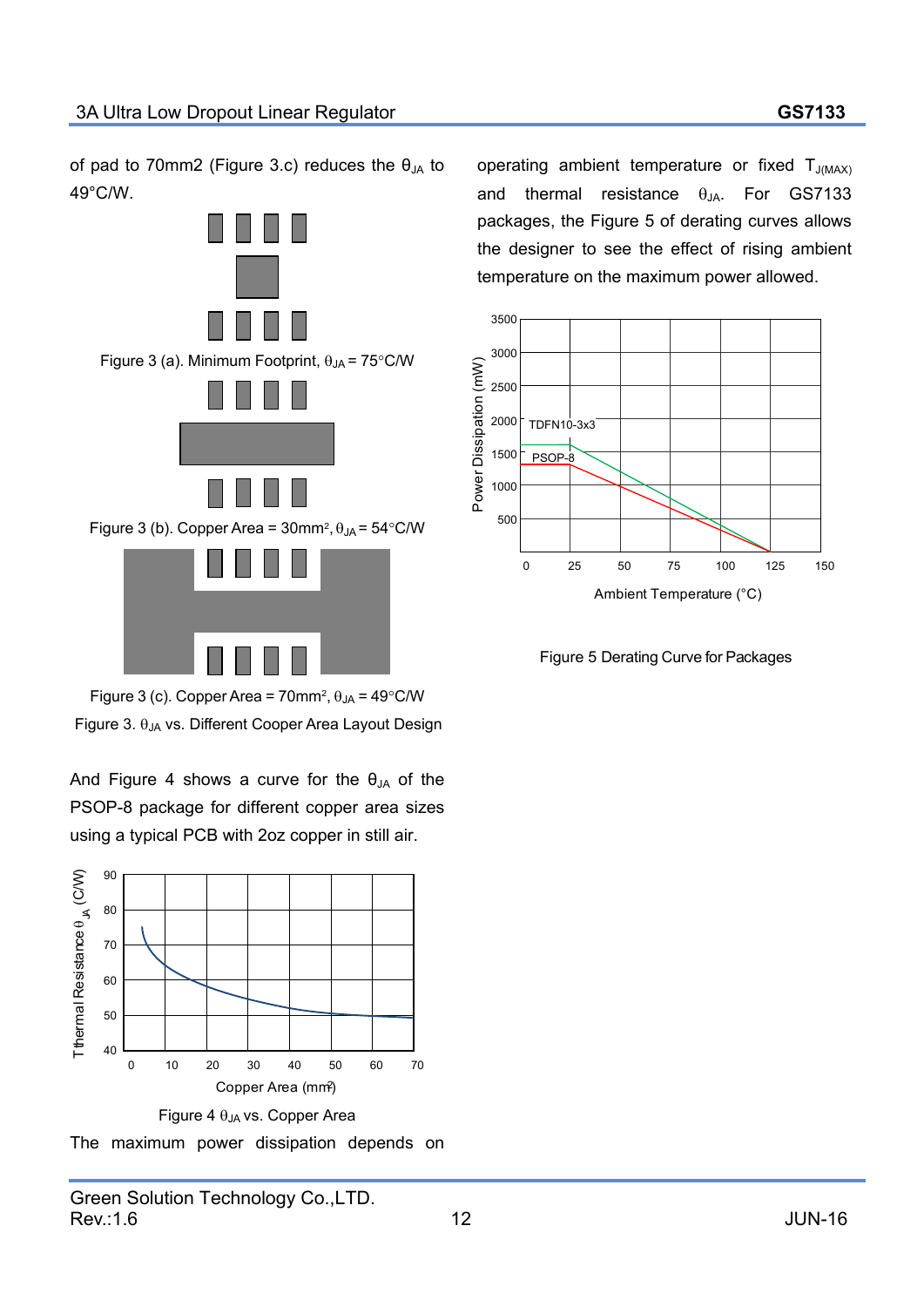of pad to 70mm2 (Figure 3.c) reduces the $\theta_{JA}$ to 49°C/W.

Figure 3 (a). Minimum Footprint, $\theta_{JA}$ = 75°C/W

Figure 3 (b). Copper Area = 30mm², $\theta_{JA}$ = 54°C/W

Figure 3 (c). Copper Area = 70mm², $\theta_{JA}$ = 49°C/W

Figure 3. $\theta_{JA}$ vs. Different Cooper Area Layout Design

And Figure 4 shows a curve for the $\theta_{JA}$ of the PSOP-8 package for different copper area sizes using a typical PCB with 2oz copper in still air.

Figure 4 $\theta_{JA}$ vs. Copper Area

The maximum power dissipation depends on operating ambient temperature or fixed $T_{J(MAX)}$ and thermal resistance $\theta_{JA}$. For GS7133 packages, the Figure 5 of derating curves allows the designer to see the effect of rising ambient temperature on the maximum power allowed.

Figure 5 Derating Curve for Packages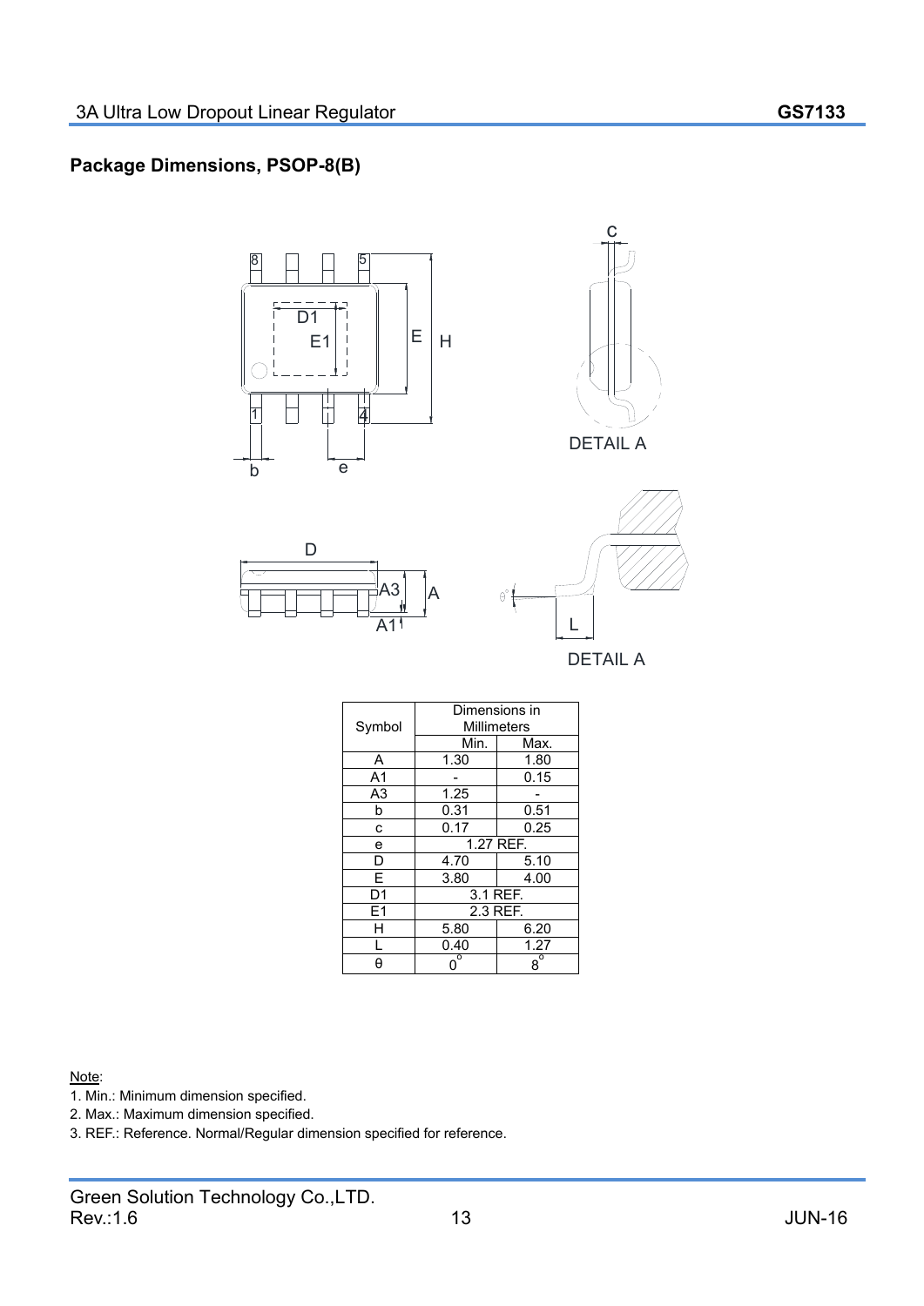## Package Dimensions, PSOP-8(B)

DETAIL A

DETAIL A

| Symbol | Dimensions in Millimeters | |
|---|---|---|
| | Min. | Max. |
| A | 1.30 | 1.80 |
| A1 | - | 0.15 |
| A3 | 1.25 | - |
| b | 0.31 | 0.51 |
| c | 0.17 | 0.25 |
| e | 1.27 REF. | |
| D | 4.70 | 5.10 |
| E | 3.80 | 4.00 |
| D1 | 3.1 REF. | |
| E1 | 2.3 REF. | |
| H | 5.80 | 6.20 |
| L | 0.40 | 1.27 |
| θ | 0° | 8° |

Note:

1. Min.: Minimum dimension specified.
2. Max.: Maximum dimension specified.
3. REF.: Reference. Normal/Regular dimension specified for reference.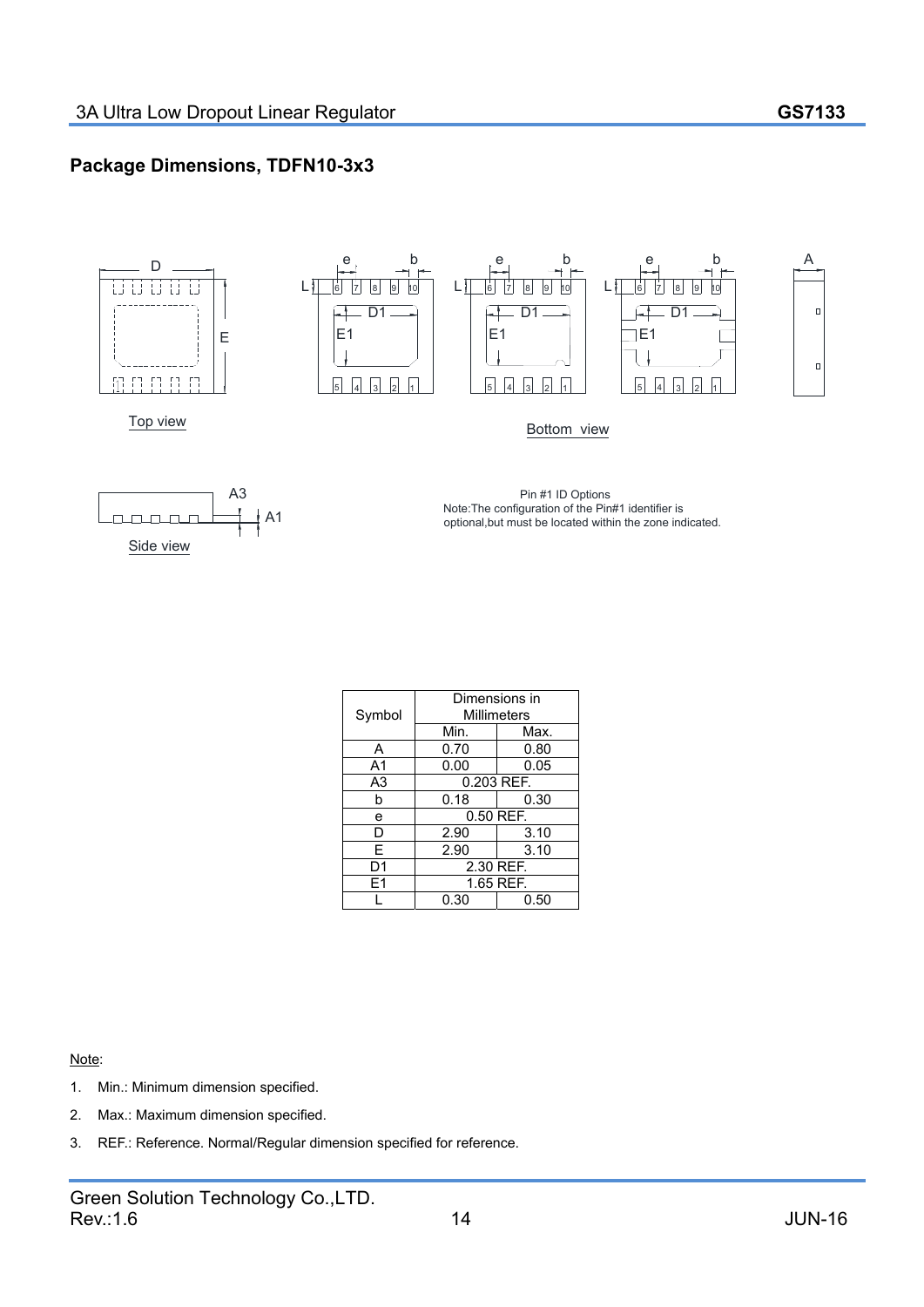## Package Dimensions, TDFN10-3x3

Top view

Bottom view

Side view

Pin #1 ID Options
Note:The configuration of the Pin#1 identifier is optional,but must be located within the zone indicated.

| Symbol | Dimensions in Millimeters | |
|---|---|---|
| | Min. | Max. |
| A | 0.70 | 0.80 |
| A1 | 0.00 | 0.05 |
| A3 | 0.203 REF. | |
| b | 0.18 | 0.30 |
| e | 0.50 REF. | |
| D | 2.90 | 3.10 |
| E | 2.90 | 3.10 |
| D1 | 2.30 REF. | |
| E1 | 1.65 REF. | |
| L | 0.30 | 0.50 |

Note:

1. Min.: Minimum dimension specified.
2. Max.: Maximum dimension specified.
3. REF.: Reference. Normal/Regular dimension specified for reference.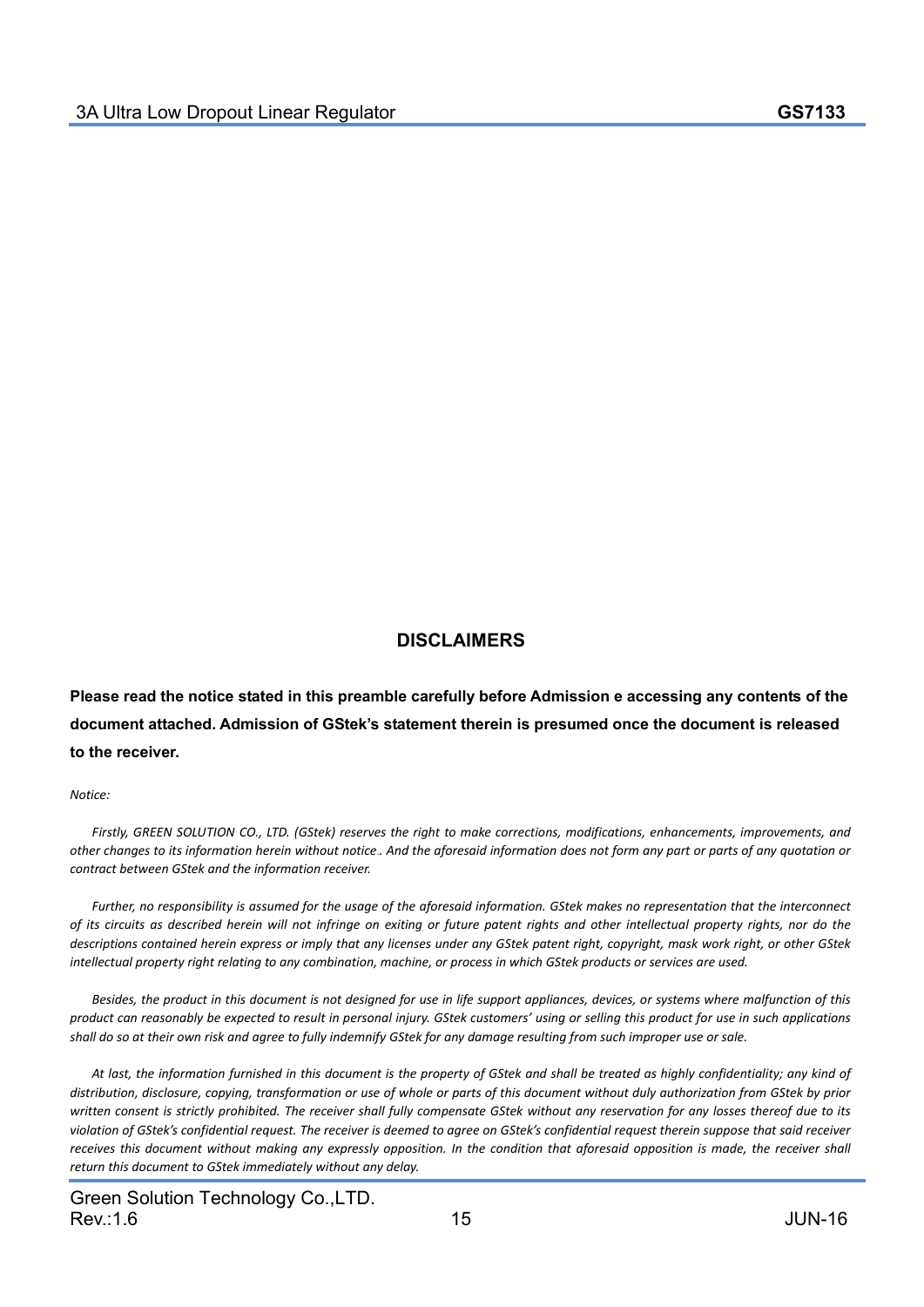## DISCLAIMERS

**Please read the notice stated in this preamble carefully before Admission e accessing any contents of the document attached. Admission of GStek's statement therein is presumed once the document is released to the receiver.**

*Notice:*

*Firstly, GREEN SOLUTION CO., LTD. (GStek) reserves the right to make corrections, modifications, enhancements, improvements, and other changes to its information herein without notice.. And the aforesaid information does not form any part or parts of any quotation or contract between GStek and the information receiver.*

*Further, no responsibility is assumed for the usage of the aforesaid information. GStek makes no representation that the interconnect of its circuits as described herein will not infringe on exiting or future patent rights and other intellectual property rights, nor do the descriptions contained herein express or imply that any licenses under any GStek patent right, copyright, mask work right, or other GStek intellectual property right relating to any combination, machine, or process in which GStek products or services are used.*

*Besides, the product in this document is not designed for use in life support appliances, devices, or systems where malfunction of this product can reasonably be expected to result in personal injury. GStek customers' using or selling this product for use in such applications shall do so at their own risk and agree to fully indemnify GStek for any damage resulting from such improper use or sale.*

*At last, the information furnished in this document is the property of GStek and shall be treated as highly confidentiality; any kind of distribution, disclosure, copying, transformation or use of whole or parts of this document without duly authorization from GStek by prior written consent is strictly prohibited. The receiver shall fully compensate GStek without any reservation for any losses thereof due to its violation of GStek's confidential request. The receiver is deemed to agree on GStek's confidential request therein suppose that said receiver receives this document without making any expressly opposition. In the condition that aforesaid opposition is made, the receiver shall return this document to GStek immediately without any delay.*